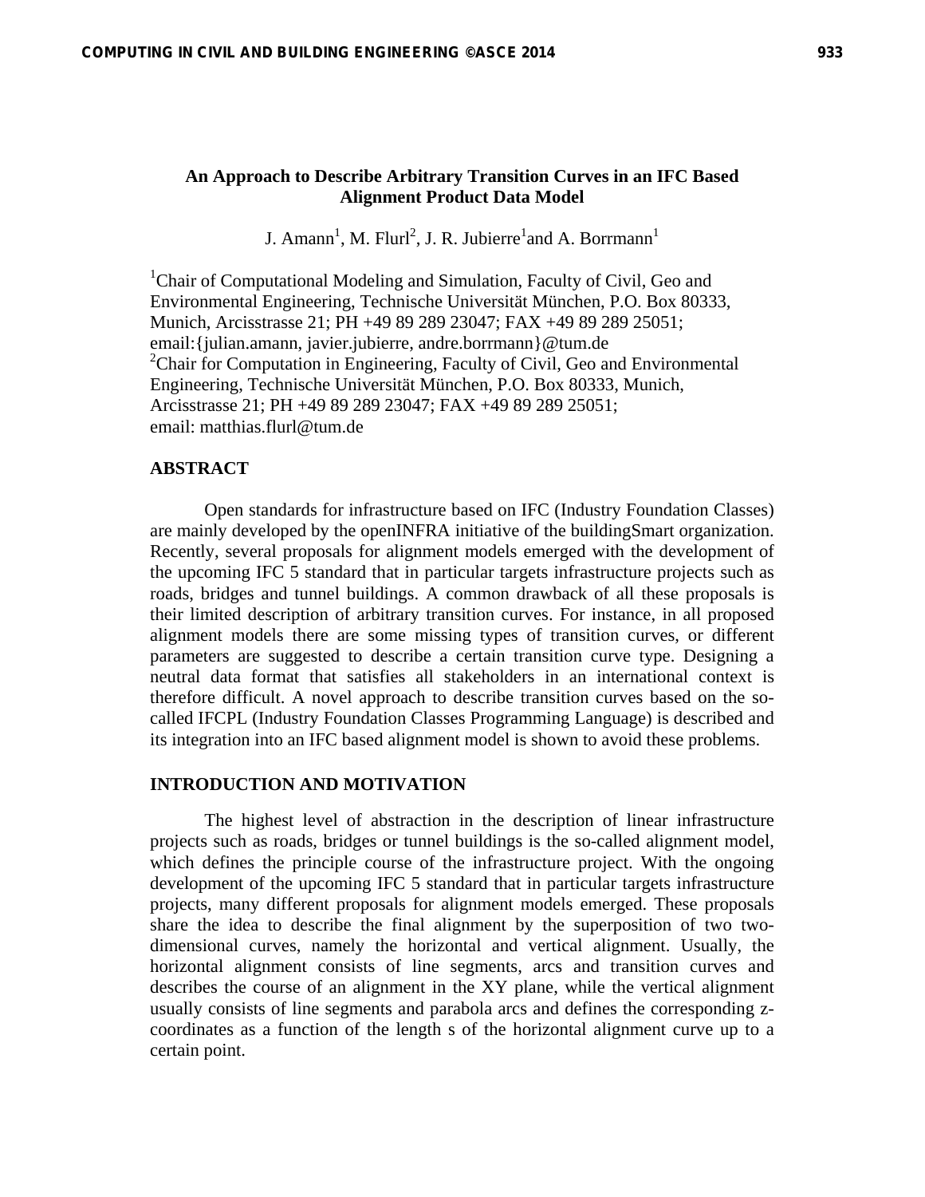# An Approach to Describe Arbitrary Transition Curves in an IFC Based Alignment Product Data Model

J. Amann[1], M. Flurl[2], J. R. Jubierre[1] and A. Borrmann[1]

[1]Chair of Computational Modeling and Simulation, Faculty of Civil, Geo and Environmental Engineering, Technische Universität München, P.O. Box 80333, Munich, Arcisstrasse 21; PH +49 89 289 23047; FAX +49 89 289 25051; email:{julian.amann, javier.jubierre, andre.borrmann}@tum.de
[2]Chair for Computation in Engineering, Faculty of Civil, Geo and Environmental Engineering, Technische Universität München, P.O. Box 80333, Munich, Arcisstrasse 21; PH +49 89 289 23047; FAX +49 89 289 25051; email: matthias.flurl@tum.de

## ABSTRACT

Open standards for infrastructure based on IFC (Industry Foundation Classes) are mainly developed by the openINFRA initiative of the buildingSmart organization. Recently, several proposals for alignment models emerged with the development of the upcoming IFC 5 standard that in particular targets infrastructure projects such as roads, bridges and tunnel buildings. A common drawback of all these proposals is their limited description of arbitrary transition curves. For instance, in all proposed alignment models there are some missing types of transition curves, or different parameters are suggested to describe a certain transition curve type. Designing a neutral data format that satisfies all stakeholders in an international context is therefore difficult. A novel approach to describe transition curves based on the so-called IFCPL (Industry Foundation Classes Programming Language) is described and its integration into an IFC based alignment model is shown to avoid these problems.

## INTRODUCTION AND MOTIVATION

The highest level of abstraction in the description of linear infrastructure projects such as roads, bridges or tunnel buildings is the so-called alignment model, which defines the principle course of the infrastructure project. With the ongoing development of the upcoming IFC 5 standard that in particular targets infrastructure projects, many different proposals for alignment models emerged. These proposals share the idea to describe the final alignment by the superposition of two two-dimensional curves, namely the horizontal and vertical alignment. Usually, the horizontal alignment consists of line segments, arcs and transition curves and describes the course of an alignment in the XY plane, while the vertical alignment usually consists of line segments and parabola arcs and defines the corresponding z-coordinates as a function of the length s of the horizontal alignment curve up to a certain point.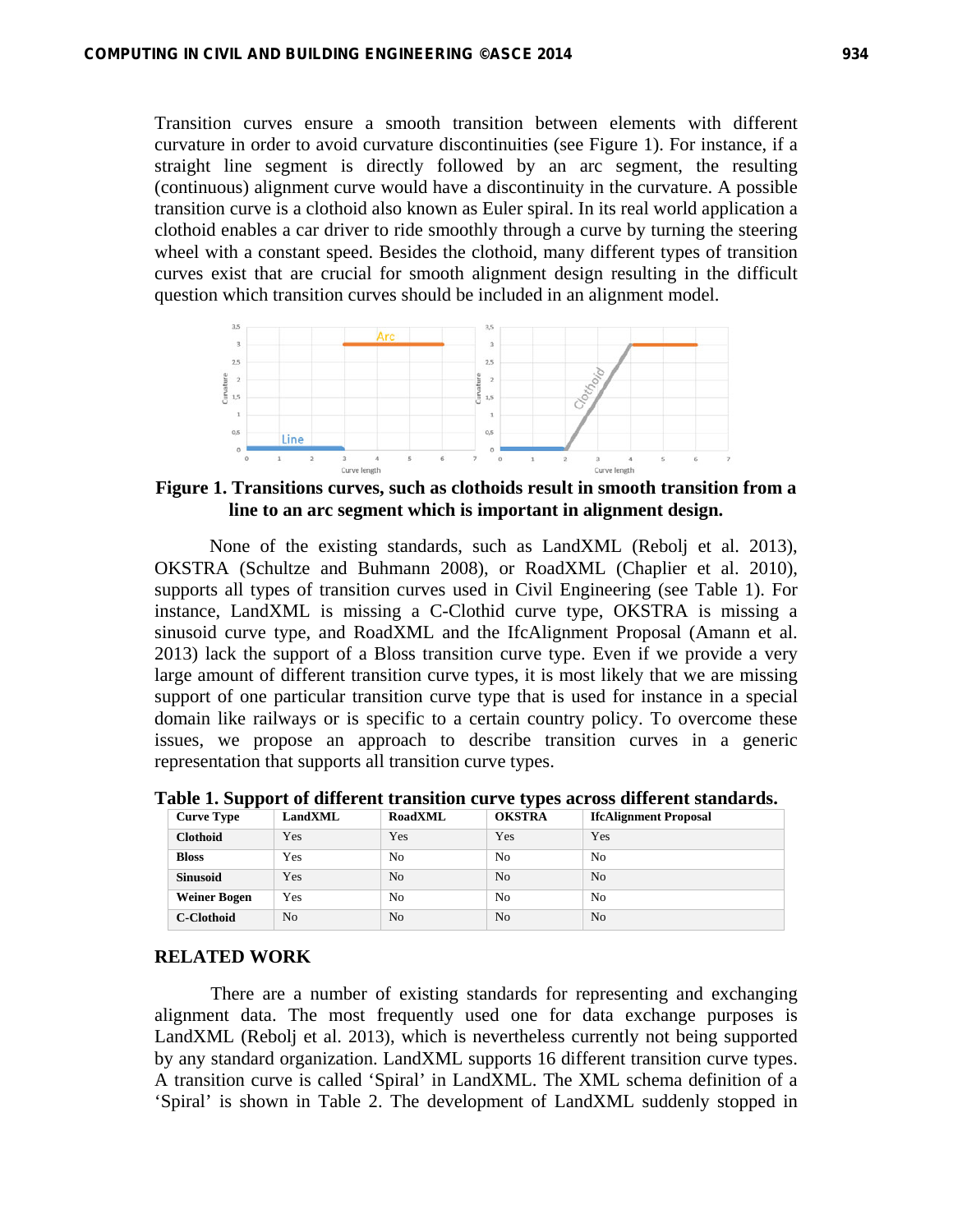Transition curves ensure a smooth transition between elements with different curvature in order to avoid curvature discontinuities (see Figure 1). For instance, if a straight line segment is directly followed by an arc segment, the resulting (continuous) alignment curve would have a discontinuity in the curvature. A possible transition curve is a clothoid also known as Euler spiral. In its real world application a clothoid enables a car driver to ride smoothly through a curve by turning the steering wheel with a constant speed. Besides the clothoid, many different types of transition curves exist that are crucial for smooth alignment design resulting in the difficult question which transition curves should be included in an alignment model.

**Figure 1. Transitions curves, such as clothoids result in smooth transition from a line to an arc segment which is important in alignment design.**

None of the existing standards, such as LandXML (Rebolj et al. 2013), OKSTRA (Schultze and Buhmann 2008), or RoadXML (Chaplier et al. 2010), supports all types of transition curves used in Civil Engineering (see Table 1). For instance, LandXML is missing a C-Clothid curve type, OKSTRA is missing a sinusoid curve type, and RoadXML and the IfcAlignment Proposal (Amann et al. 2013) lack the support of a Bloss transition curve type. Even if we provide a very large amount of different transition curve types, it is most likely that we are missing support of one particular transition curve type that is used for instance in a special domain like railways or is specific to a certain country policy. To overcome these issues, we propose an approach to describe transition curves in a generic representation that supports all transition curve types.

**Table 1. Support of different transition curve types across different standards.**

| Curve Type | LandXML | RoadXML | OKSTRA | IfcAlignment Proposal |
|---|---|---|---|---|
| **Clothoid** | Yes | Yes | Yes | Yes |
| **Bloss** | Yes | No | No | No |
| **Sinusoid** | Yes | No | No | No |
| **Weiner Bogen** | Yes | No | No | No |
| **C-Clothoid** | No | No | No | No |

## RELATED WORK

There are a number of existing standards for representing and exchanging alignment data. The most frequently used one for data exchange purposes is LandXML (Rebolj et al. 2013), which is nevertheless currently not being supported by any standard organization. LandXML supports 16 different transition curve types. A transition curve is called 'Spiral' in LandXML. The XML schema definition of a 'Spiral' is shown in Table 2. The development of LandXML suddenly stopped in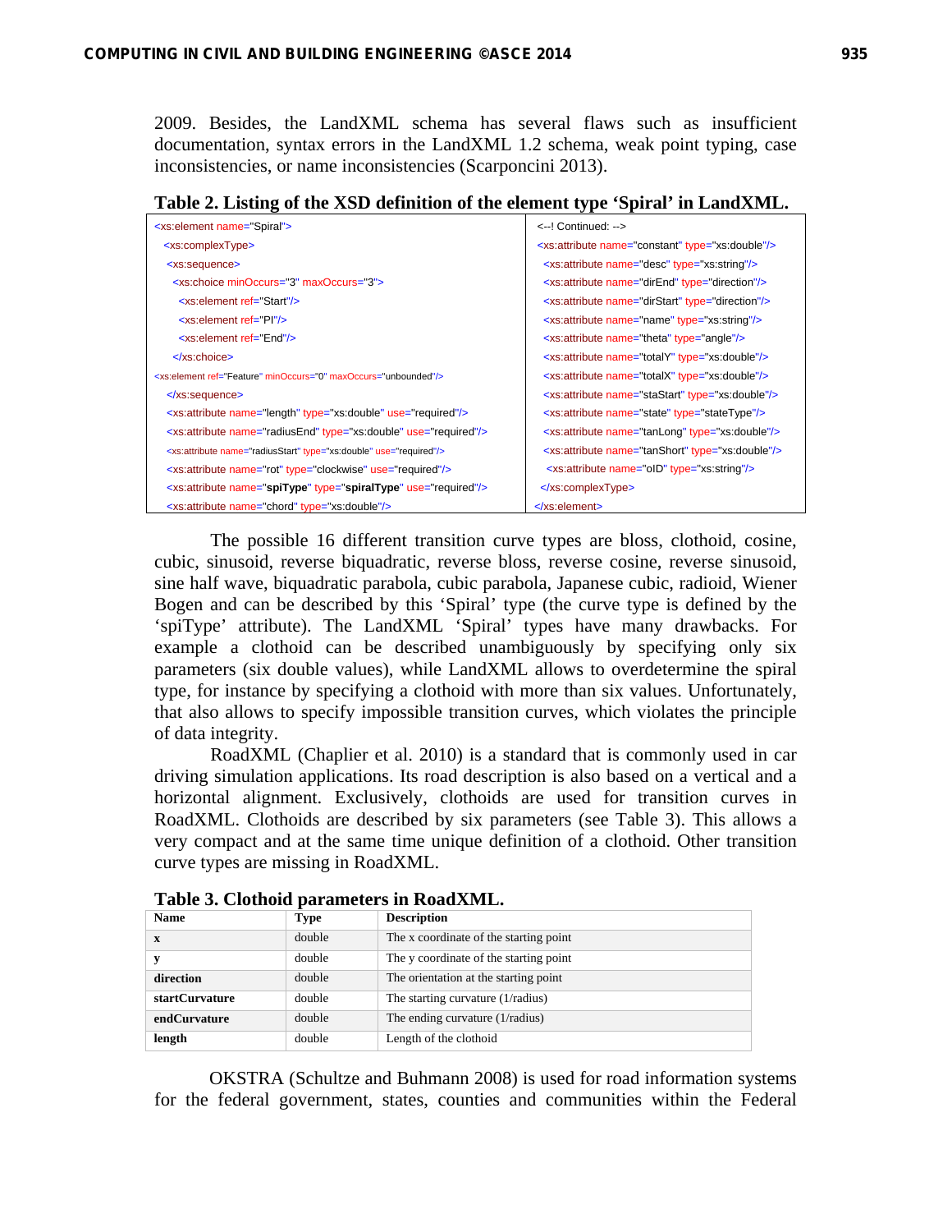2009. Besides, the LandXML schema has several flaws such as insufficient documentation, syntax errors in the LandXML 1.2 schema, weak point typing, case inconsistencies, or name inconsistencies (Scarponcini 2013).

**Table 2. Listing of the XSD definition of the element type 'Spiral' in LandXML.**

```
<xs:element name="Spiral">
  <xs:complexType>
   <xs:sequence>
     <xs:choice minOccurs="3" maxOccurs="3">
       <xs:element ref="Start"/>
       <xs:element ref="PI"/>
       <xs:element ref="End"/>
     </xs:choice>
<xs:element ref="Feature" minOccurs="0" maxOccurs="unbounded"/>
   </xs:sequence>
   <xs:attribute name="length" type="xs:double" use="required"/>
   <xs:attribute name="radiusEnd" type="xs:double" use="required"/>
   <xs:attribute name="radiusStart" type="xs:double" use="required"/>
   <xs:attribute name="rot" type="clockwise" use="required"/>
   <xs:attribute name="spiType" type="spiralType" use="required"/>
   <xs:attribute name="chord" type="xs:double"/>
<--! Continued: -->
  <xs:attribute name="constant" type="xs:double"/>
   <xs:attribute name="desc" type="xs:string"/>
   <xs:attribute name="dirEnd" type="direction"/>
   <xs:attribute name="dirStart" type="direction"/>
   <xs:attribute name="name" type="xs:string"/>
   <xs:attribute name="theta" type="angle"/>
   <xs:attribute name="totalY" type="xs:double"/>
   <xs:attribute name="totalX" type="xs:double"/>
   <xs:attribute name="staStart" type="xs:double"/>
   <xs:attribute name="state" type="stateType"/>
   <xs:attribute name="tanLong" type="xs:double"/>
   <xs:attribute name="tanShort" type="xs:double"/>
    <xs:attribute name="oID" type="xs:string"/>
  </xs:complexType>
</xs:element>
```

The possible 16 different transition curve types are bloss, clothoid, cosine, cubic, sinusoid, reverse biquadratic, reverse bloss, reverse cosine, reverse sinusoid, sine half wave, biquadratic parabola, cubic parabola, Japanese cubic, radioid, Wiener Bogen and can be described by this 'Spiral' type (the curve type is defined by the 'spiType' attribute). The LandXML 'Spiral' types have many drawbacks. For example a clothoid can be described unambiguously by specifying only six parameters (six double values), while LandXML allows to overdetermine the spiral type, for instance by specifying a clothoid with more than six values. Unfortunately, that also allows to specify impossible transition curves, which violates the principle of data integrity.

RoadXML (Chaplier et al. 2010) is a standard that is commonly used in car driving simulation applications. Its road description is also based on a vertical and a horizontal alignment. Exclusively, clothoids are used for transition curves in RoadXML. Clothoids are described by six parameters (see Table 3). This allows a very compact and at the same time unique definition of a clothoid. Other transition curve types are missing in RoadXML.

**Table 3. Clothoid parameters in RoadXML.**

| Name | Type | Description |
|---|---|---|
| **x** | double | The x coordinate of the starting point |
| **y** | double | The y coordinate of the starting point |
| **direction** | double | The orientation at the starting point |
| **startCurvature** | double | The starting curvature (1/radius) |
| **endCurvature** | double | The ending curvature (1/radius) |
| **length** | double | Length of the clothoid |

OKSTRA (Schultze and Buhmann 2008) is used for road information systems for the federal government, states, counties and communities within the Federal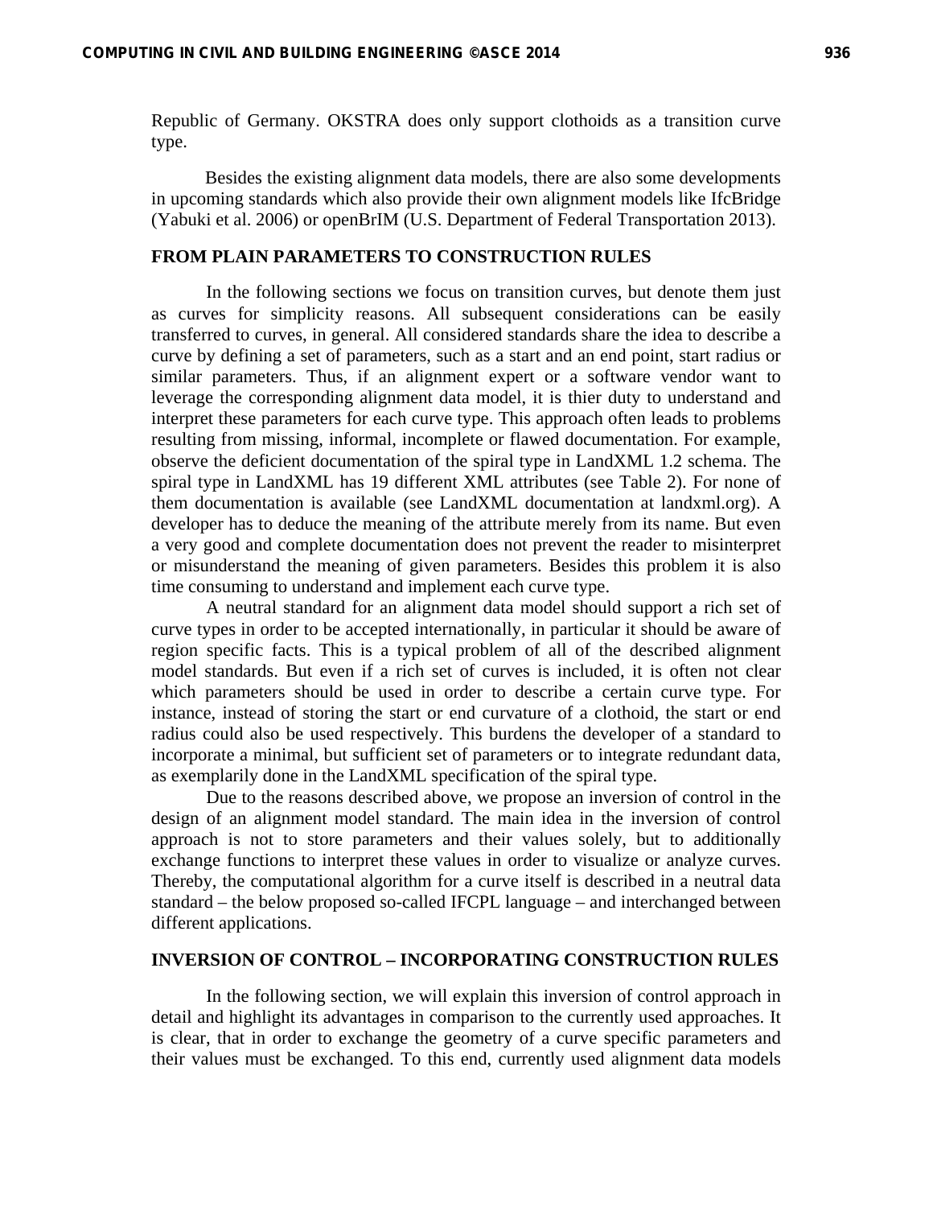Republic of Germany. OKSTRA does only support clothoids as a transition curve type.

Besides the existing alignment data models, there are also some developments in upcoming standards which also provide their own alignment models like IfcBridge (Yabuki et al. 2006) or openBrIM (U.S. Department of Federal Transportation 2013).

## FROM PLAIN PARAMETERS TO CONSTRUCTION RULES

In the following sections we focus on transition curves, but denote them just as curves for simplicity reasons. All subsequent considerations can be easily transferred to curves, in general. All considered standards share the idea to describe a curve by defining a set of parameters, such as a start and an end point, start radius or similar parameters. Thus, if an alignment expert or a software vendor want to leverage the corresponding alignment data model, it is thier duty to understand and interpret these parameters for each curve type. This approach often leads to problems resulting from missing, informal, incomplete or flawed documentation. For example, observe the deficient documentation of the spiral type in LandXML 1.2 schema. The spiral type in LandXML has 19 different XML attributes (see Table 2). For none of them documentation is available (see LandXML documentation at landxml.org). A developer has to deduce the meaning of the attribute merely from its name. But even a very good and complete documentation does not prevent the reader to misinterpret or misunderstand the meaning of given parameters. Besides this problem it is also time consuming to understand and implement each curve type.

A neutral standard for an alignment data model should support a rich set of curve types in order to be accepted internationally, in particular it should be aware of region specific facts. This is a typical problem of all of the described alignment model standards. But even if a rich set of curves is included, it is often not clear which parameters should be used in order to describe a certain curve type. For instance, instead of storing the start or end curvature of a clothoid, the start or end radius could also be used respectively. This burdens the developer of a standard to incorporate a minimal, but sufficient set of parameters or to integrate redundant data, as exemplarily done in the LandXML specification of the spiral type.

Due to the reasons described above, we propose an inversion of control in the design of an alignment model standard. The main idea in the inversion of control approach is not to store parameters and their values solely, but to additionally exchange functions to interpret these values in order to visualize or analyze curves. Thereby, the computational algorithm for a curve itself is described in a neutral data standard – the below proposed so-called IFCPL language – and interchanged between different applications.

## INVERSION OF CONTROL – INCORPORATING CONSTRUCTION RULES

In the following section, we will explain this inversion of control approach in detail and highlight its advantages in comparison to the currently used approaches. It is clear, that in order to exchange the geometry of a curve specific parameters and their values must be exchanged. To this end, currently used alignment data models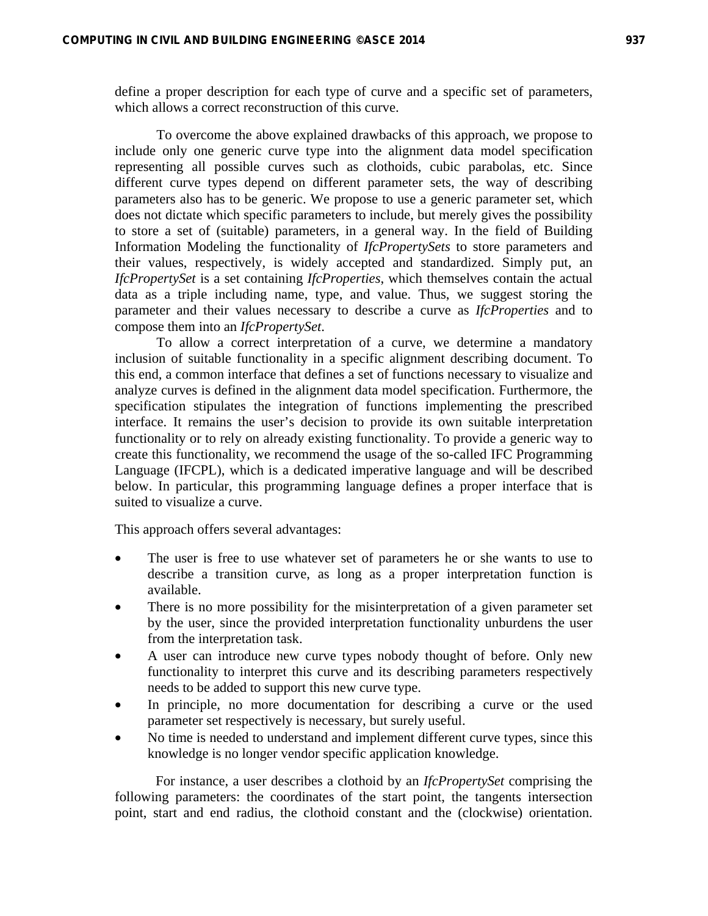define a proper description for each type of curve and a specific set of parameters, which allows a correct reconstruction of this curve.

To overcome the above explained drawbacks of this approach, we propose to include only one generic curve type into the alignment data model specification representing all possible curves such as clothoids, cubic parabolas, etc. Since different curve types depend on different parameter sets, the way of describing parameters also has to be generic. We propose to use a generic parameter set, which does not dictate which specific parameters to include, but merely gives the possibility to store a set of (suitable) parameters, in a general way. In the field of Building Information Modeling the functionality of *IfcPropertySets* to store parameters and their values, respectively, is widely accepted and standardized. Simply put, an *IfcPropertySet* is a set containing *IfcProperties*, which themselves contain the actual data as a triple including name, type, and value. Thus, we suggest storing the parameter and their values necessary to describe a curve as *IfcProperties* and to compose them into an *IfcPropertySet*.

To allow a correct interpretation of a curve, we determine a mandatory inclusion of suitable functionality in a specific alignment describing document. To this end, a common interface that defines a set of functions necessary to visualize and analyze curves is defined in the alignment data model specification. Furthermore, the specification stipulates the integration of functions implementing the prescribed interface. It remains the user's decision to provide its own suitable interpretation functionality or to rely on already existing functionality. To provide a generic way to create this functionality, we recommend the usage of the so-called IFC Programming Language (IFCPL), which is a dedicated imperative language and will be described below. In particular, this programming language defines a proper interface that is suited to visualize a curve.

This approach offers several advantages:

- The user is free to use whatever set of parameters he or she wants to use to describe a transition curve, as long as a proper interpretation function is available.
- There is no more possibility for the misinterpretation of a given parameter set by the user, since the provided interpretation functionality unburdens the user from the interpretation task.
- A user can introduce new curve types nobody thought of before. Only new functionality to interpret this curve and its describing parameters respectively needs to be added to support this new curve type.
- In principle, no more documentation for describing a curve or the used parameter set respectively is necessary, but surely useful.
- No time is needed to understand and implement different curve types, since this knowledge is no longer vendor specific application knowledge.

For instance, a user describes a clothoid by an *IfcPropertySet* comprising the following parameters: the coordinates of the start point, the tangents intersection point, start and end radius, the clothoid constant and the (clockwise) orientation.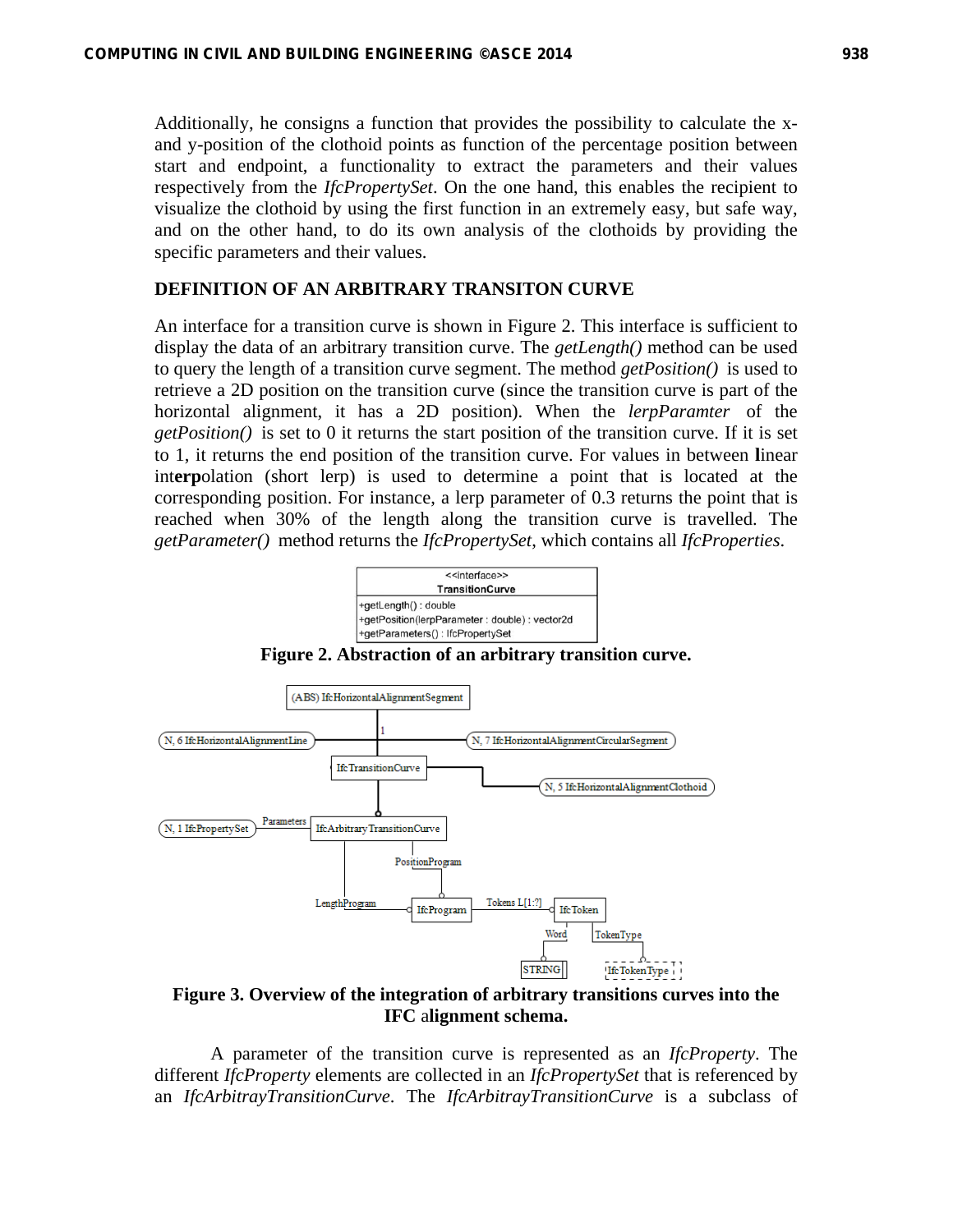Additionally, he consigns a function that provides the possibility to calculate the x- and y-position of the clothoid points as function of the percentage position between start and endpoint, a functionality to extract the parameters and their values respectively from the *IfcPropertySet*. On the one hand, this enables the recipient to visualize the clothoid by using the first function in an extremely easy, but safe way, and on the other hand, to do its own analysis of the clothoids by providing the specific parameters and their values.

## DEFINITION OF AN ARBITRARY TRANSITON CURVE

An interface for a transition curve is shown in Figure 2. This interface is sufficient to display the data of an arbitrary transition curve. The *getLength()* method can be used to query the length of a transition curve segment. The method *getPosition()* is used to retrieve a 2D position on the transition curve (since the transition curve is part of the horizontal alignment, it has a 2D position). When the *lerpParamter* of the *getPosition()* is set to 0 it returns the start position of the transition curve. If it is set to 1, it returns the end position of the transition curve. For values in between **l**inear int**erp**olation (short lerp) is used to determine a point that is located at the corresponding position. For instance, a lerp parameter of 0.3 returns the point that is reached when 30% of the length along the transition curve is travelled. The *getParameter()* method returns the *IfcPropertySet*, which contains all *IfcProperties*.

```
<<interface>>
TransitionCurve
-------------------------------------------------
+getLength() : double
+getPosition(lerpParameter : double) : vector2d
+getParameters() : IfcPropertySet
```

**Figure 2. Abstraction of an arbitrary transition curve.**

**Figure 3. Overview of the integration of arbitrary transitions curves into the IFC alignment schema.**

A parameter of the transition curve is represented as an *IfcProperty*. The different *IfcProperty* elements are collected in an *IfcPropertySet* that is referenced by an *IfcArbitrayTransitionCurve*. The *IfcArbitrayTransitionCurve* is a subclass of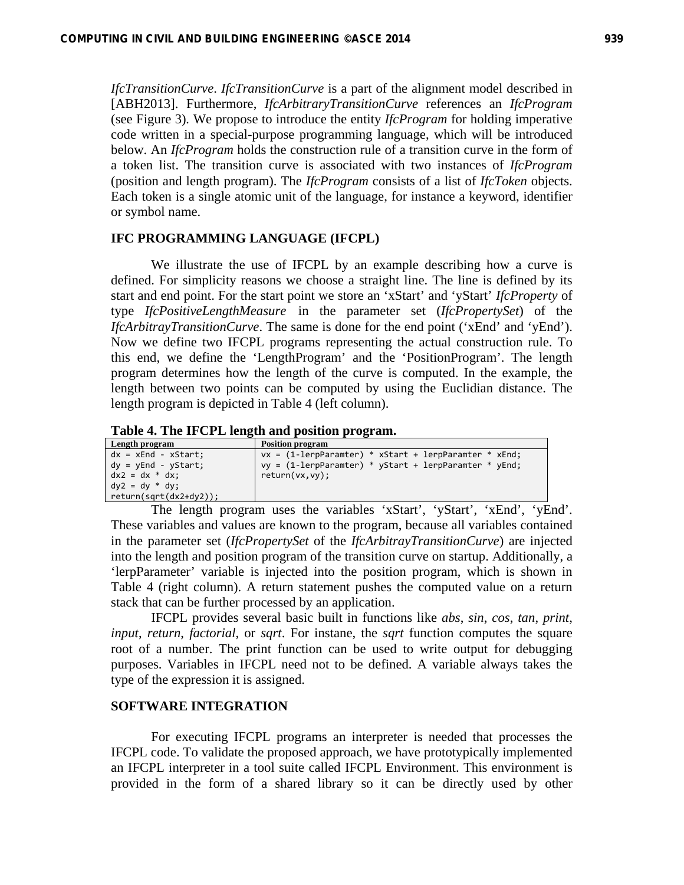*IfcTransitionCurve*. *IfcTransitionCurve* is a part of the alignment model described in [ABH2013]. Furthermore, *IfcArbitraryTransitionCurve* references an *IfcProgram* (see Figure 3). We propose to introduce the entity *IfcProgram* for holding imperative code written in a special-purpose programming language, which will be introduced below. An *IfcProgram* holds the construction rule of a transition curve in the form of a token list. The transition curve is associated with two instances of *IfcProgram* (position and length program). The *IfcProgram* consists of a list of *IfcToken* objects. Each token is a single atomic unit of the language, for instance a keyword, identifier or symbol name.

## IFC PROGRAMMING LANGUAGE (IFCPL)

We illustrate the use of IFCPL by an example describing how a curve is defined. For simplicity reasons we choose a straight line. The line is defined by its start and end point. For the start point we store an 'xStart' and 'yStart' *IfcProperty* of type *IfcPositiveLengthMeasure* in the parameter set (*IfcPropertySet*) of the *IfcArbitrayTransitionCurve*. The same is done for the end point ('xEnd' and 'yEnd'). Now we define two IFCPL programs representing the actual construction rule. To this end, we define the 'LengthProgram' and the 'PositionProgram'. The length program determines how the length of the curve is computed. In the example, the length between two points can be computed by using the Euclidian distance. The length program is depicted in Table 4 (left column).

**Table 4. The IFCPL length and position program.**

| Length program | Position program |
|---|---|
| `dx = xEnd - xStart;`<br>`dy = yEnd - yStart;`<br>`dx2 = dx * dx;`<br>`dy2 = dy * dy;`<br>`return(sqrt(dx2+dy2));` | `vx = (1-lerpParamter) * xStart + lerpParamter * xEnd;`<br>`vy = (1-lerpParamter) * yStart + lerpParamter * yEnd;`<br>`return(vx,vy);` |

The length program uses the variables 'xStart', 'yStart', 'xEnd', 'yEnd'. These variables and values are known to the program, because all variables contained in the parameter set (*IfcPropertySet* of the *IfcArbitrayTransitionCurve*) are injected into the length and position program of the transition curve on startup. Additionally, a 'lerpParameter' variable is injected into the position program, which is shown in Table 4 (right column). A return statement pushes the computed value on a return stack that can be further processed by an application.

IFCPL provides several basic built in functions like *abs*, *sin*, *cos*, *tan*, *print*, *input*, *return*, *factorial*, or *sqrt*. For instane, the *sqrt* function computes the square root of a number. The print function can be used to write output for debugging purposes. Variables in IFCPL need not to be defined. A variable always takes the type of the expression it is assigned.

## SOFTWARE INTEGRATION

For executing IFCPL programs an interpreter is needed that processes the IFCPL code. To validate the proposed approach, we have prototypically implemented an IFCPL interpreter in a tool suite called IFCPL Environment. This environment is provided in the form of a shared library so it can be directly used by other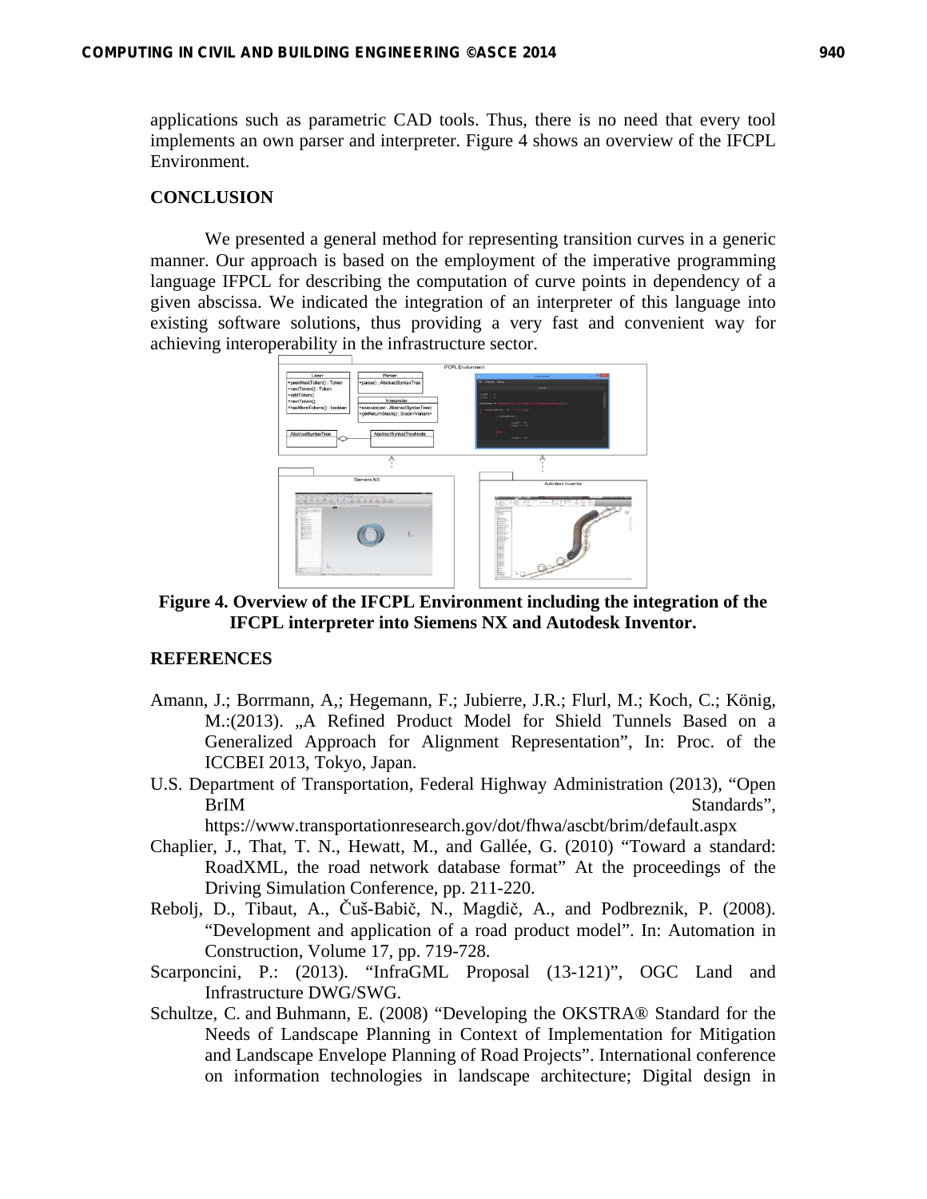applications such as parametric CAD tools. Thus, there is no need that every tool implements an own parser and interpreter. Figure 4 shows an overview of the IFCPL Environment.

## CONCLUSION

We presented a general method for representing transition curves in a generic manner. Our approach is based on the employment of the imperative programming language IFPCL for describing the computation of curve points in dependency of a given abscissa. We indicated the integration of an interpreter of this language into existing software solutions, thus providing a very fast and convenient way for achieving interoperability in the infrastructure sector.

**Figure 4. Overview of the IFCPL Environment including the integration of the IFCPL interpreter into Siemens NX and Autodesk Inventor.**

## REFERENCES

Amann, J.; Borrmann, A,; Hegemann, F.; Jubierre, J.R.; Flurl, M.; Koch, C.; König, M.:(2013). „A Refined Product Model for Shield Tunnels Based on a Generalized Approach for Alignment Representation", In: Proc. of the ICCBEI 2013, Tokyo, Japan.

U.S. Department of Transportation, Federal Highway Administration (2013), "Open BrIM Standards", https://www.transportationresearch.gov/dot/fhwa/ascbt/brim/default.aspx

Chaplier, J., That, T. N., Hewatt, M., and Gallée, G. (2010) "Toward a standard: RoadXML, the road network database format" At the proceedings of the Driving Simulation Conference, pp. 211-220.

Rebolj, D., Tibaut, A., Čuš-Babič, N., Magdič, A., and Podbreznik, P. (2008). "Development and application of a road product model". In: Automation in Construction, Volume 17, pp. 719-728.

Scarponcini, P.: (2013). "InfraGML Proposal (13-121)", OGC Land and Infrastructure DWG/SWG.

Schultze, C. and Buhmann, E. (2008) "Developing the OKSTRA® Standard for the Needs of Landscape Planning in Context of Implementation for Mitigation and Landscape Envelope Planning of Road Projects". International conference on information technologies in landscape architecture; Digital design in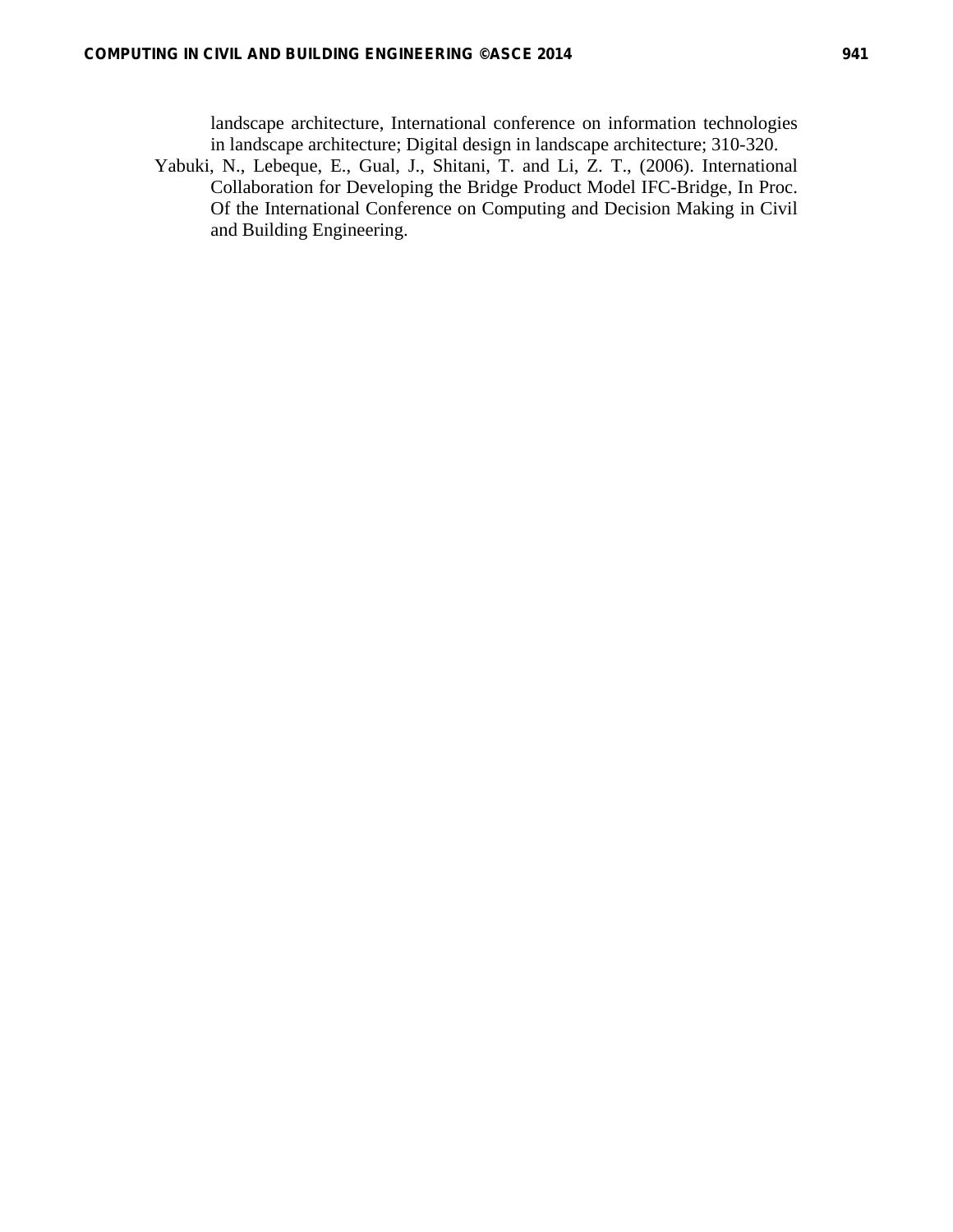landscape architecture, International conference on information technologies in landscape architecture; Digital design in landscape architecture; 310-320.

Yabuki, N., Lebeque, E., Gual, J., Shitani, T. and Li, Z. T., (2006). International Collaboration for Developing the Bridge Product Model IFC-Bridge, In Proc. Of the International Conference on Computing and Decision Making in Civil and Building Engineering.